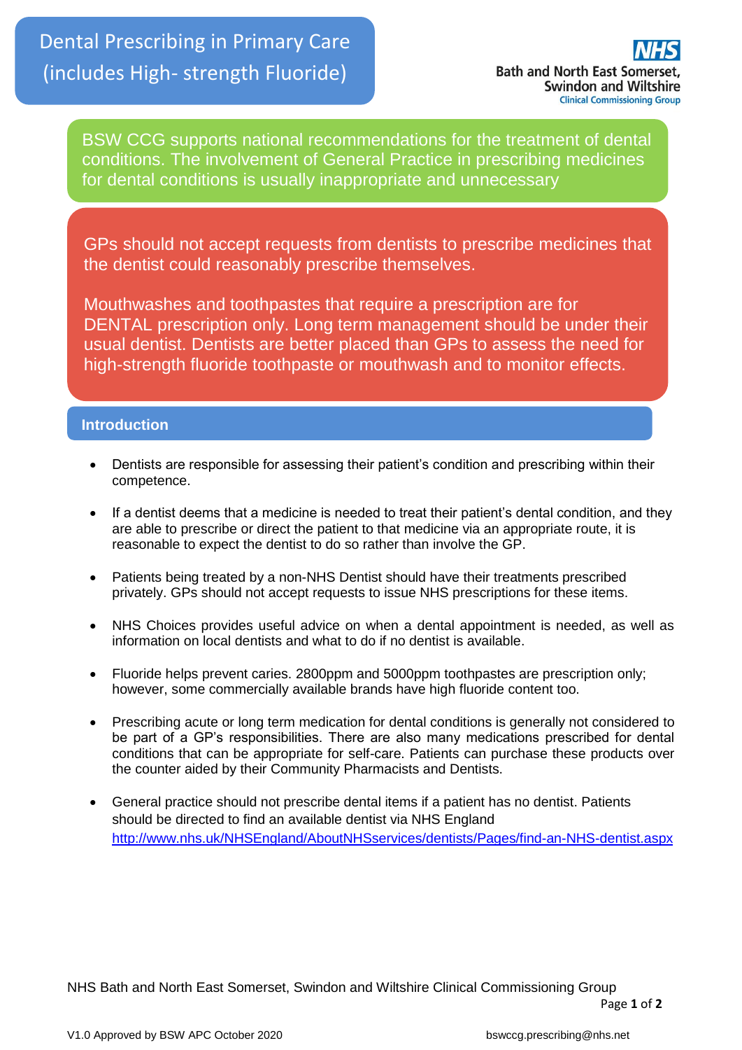# Dental Prescribing in Primary Care (includes High- strength Fluoride)

NHS Bath and North East Somerset, Swindon and Wiltshire Clinical Commissioning Group

BSW CCG supports national recommendations for the treatment of dental conditions. The involvement of General Practice in prescribing medicines for dental conditions is usually inappropriate and unnecessary

GPs should not accept requests from dentists to prescribe medicines that the dentist could reasonably prescribe themselves.

Mouthwashes and toothpastes that require a prescription are for DENTAL prescription only. Long term management should be under their usual dentist. Dentists are better placed than GPs to assess the need for high-strength fluoride toothpaste or mouthwash and to monitor effects.

## Introduction

- Dentists are responsible for assessing their patient's condition and prescribing within their competence.
- If a dentist deems that a medicine is needed to treat their patient's dental condition, and they are able to prescribe or direct the patient to that medicine via an appropriate route, it is reasonable to expect the dentist to do so rather than involve the GP.
- Patients being treated by a non-NHS Dentist should have their treatments prescribed privately. GPs should not accept requests to issue NHS prescriptions for these items.
- NHS Choices provides useful advice on when a dental appointment is needed, as well as information on local dentists and what to do if no dentist is available.
- Fluoride helps prevent caries. 2800ppm and 5000ppm toothpastes are prescription only; however, some commercially available brands have high fluoride content too.
- Prescribing acute or long term medication for dental conditions is generally not considered to be part of a GP's responsibilities. There are also many medications prescribed for dental conditions that can be appropriate for self-care. Patients can purchase these products over the counter aided by their Community Pharmacists and Dentists.
- General practice should not prescribe dental items if a patient has no dentist. Patients should be directed to find an available dentist via NHS England http://www.nhs.uk/NHSEngland/AboutNHSservices/dentists/Pages/find-an-NHS-dentist.aspx

NHS Bath and North East Somerset, Swindon and Wiltshire Clinical Commissioning Group

V1.0 Approved by BSW APC October 2020 bswccg.prescribing@nhs.net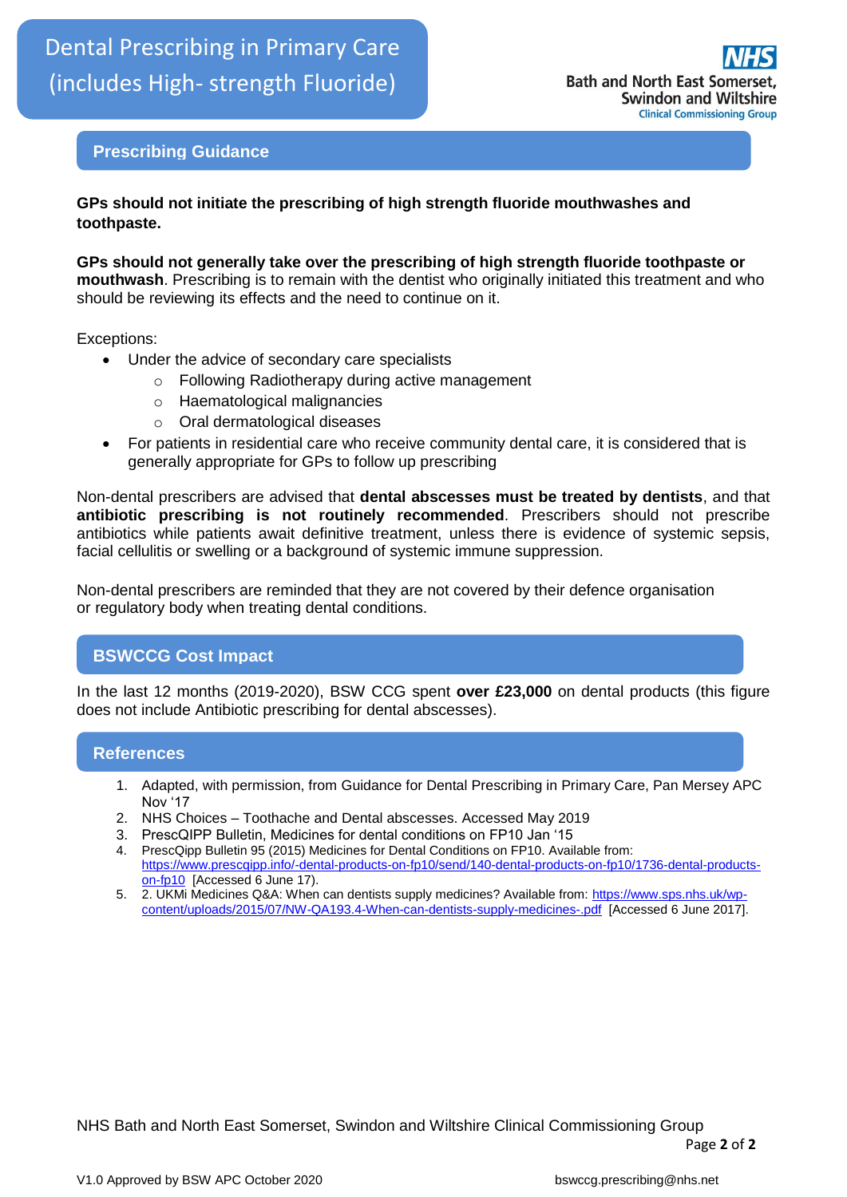# Dental Prescribing in Primary Care (includes High- strength Fluoride)

NHS Bath and North East Somerset, Swindon and Wiltshire Clinical Commissioning Group

## Prescribing Guidance

**GPs should not initiate the prescribing of high strength fluoride mouthwashes and toothpaste.**

**GPs should not generally take over the prescribing of high strength fluoride toothpaste or mouthwash**. Prescribing is to remain with the dentist who originally initiated this treatment and who should be reviewing its effects and the need to continue on it.

Exceptions:

- Under the advice of secondary care specialists
  - Following Radiotherapy during active management
  - Haematological malignancies
  - Oral dermatological diseases
- For patients in residential care who receive community dental care, it is considered that is generally appropriate for GPs to follow up prescribing

Non-dental prescribers are advised that **dental abscesses must be treated by dentists**, and that **antibiotic prescribing is not routinely recommended**. Prescribers should not prescribe antibiotics while patients await definitive treatment, unless there is evidence of systemic sepsis, facial cellulitis or swelling or a background of systemic immune suppression.

Non-dental prescribers are reminded that they are not covered by their defence organisation or regulatory body when treating dental conditions.

## BSWCCG Cost Impact

In the last 12 months (2019-2020), BSW CCG spent **over £23,000** on dental products (this figure does not include Antibiotic prescribing for dental abscesses).

## References

1. Adapted, with permission, from Guidance for Dental Prescribing in Primary Care, Pan Mersey APC Nov '17
2. NHS Choices – Toothache and Dental abscesses. Accessed May 2019
3. PrescQIPP Bulletin, Medicines for dental conditions on FP10 Jan '15
4. PrescQipp Bulletin 95 (2015) Medicines for Dental Conditions on FP10. Available from: https://www.prescqipp.info/-dental-products-on-fp10/send/140-dental-products-on-fp10/1736-dental-products-on-fp10 [Accessed 6 June 17).
5. 2. UKMi Medicines Q&A: When can dentists supply medicines? Available from: https://www.sps.nhs.uk/wp-content/uploads/2015/07/NW-QA193.4-When-can-dentists-supply-medicines-.pdf [Accessed 6 June 2017].

NHS Bath and North East Somerset, Swindon and Wiltshire Clinical Commissioning Group

V1.0 Approved by BSW APC October 2020

bswccg.prescribing@nhs.net